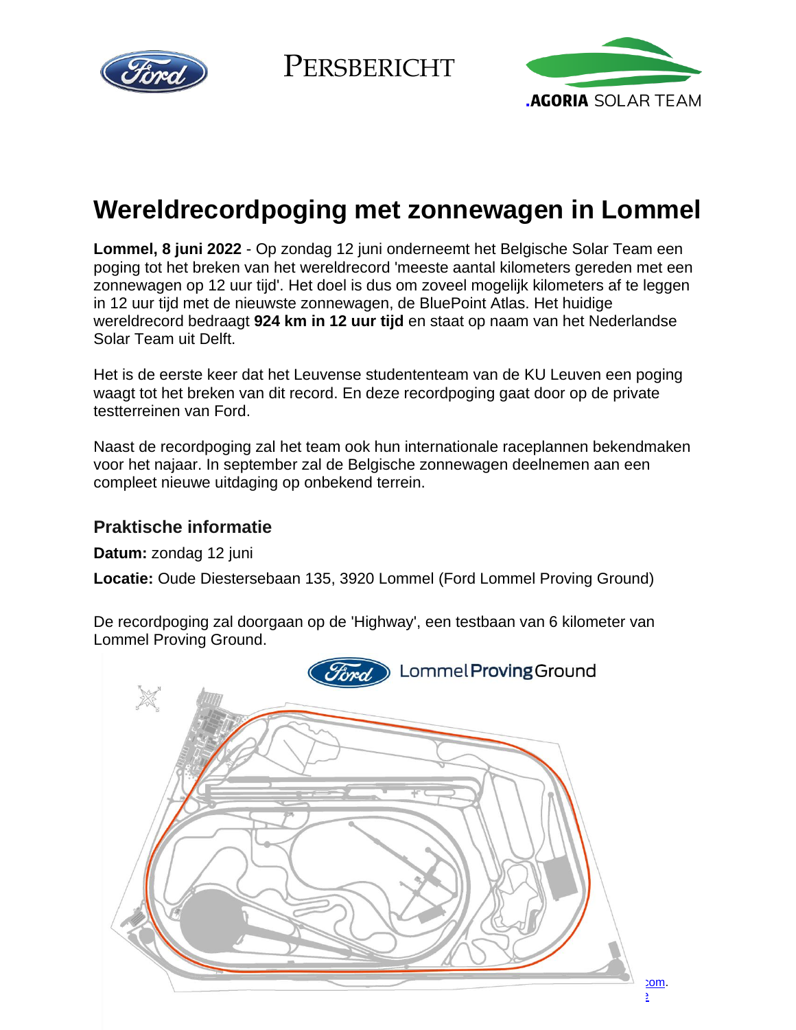PERSBERICHT

# Wereldrecordpoging met zonnewagen in Lommel

**Lommel, 8 juni 2022** - Op zondag 12 juni onderneemt het Belgische Solar Team een poging tot het breken van het wereldrecord 'meeste aantal kilometers gereden met een zonnewagen op 12 uur tijd'. Het doel is dus om zoveel mogelijk kilometers af te leggen in 12 uur tijd met de nieuwste zonnewagen, de BluePoint Atlas. Het huidige wereldrecord bedraagt **924 km in 12 uur tijd** en staat op naam van het Nederlandse Solar Team uit Delft.

Het is de eerste keer dat het Leuvense studententeam van de KU Leuven een poging waagt tot het breken van dit record. En deze recordpoging gaat door op de private testterreinen van Ford.

Naast de recordpoging zal het team ook hun internationale raceplannen bekendmaken voor het najaar. In september zal de Belgische zonnewagen deelnemen aan een compleet nieuwe uitdaging op onbekend terrein.

## Praktische informatie

**Datum:** zondag 12 juni

**Locatie:** Oude Diestersebaan 135, 3920 Lommel (Ford Lommel Proving Ground)

De recordpoging zal doorgaan op de 'Highway', een testbaan van 6 kilometer van Lommel Proving Ground.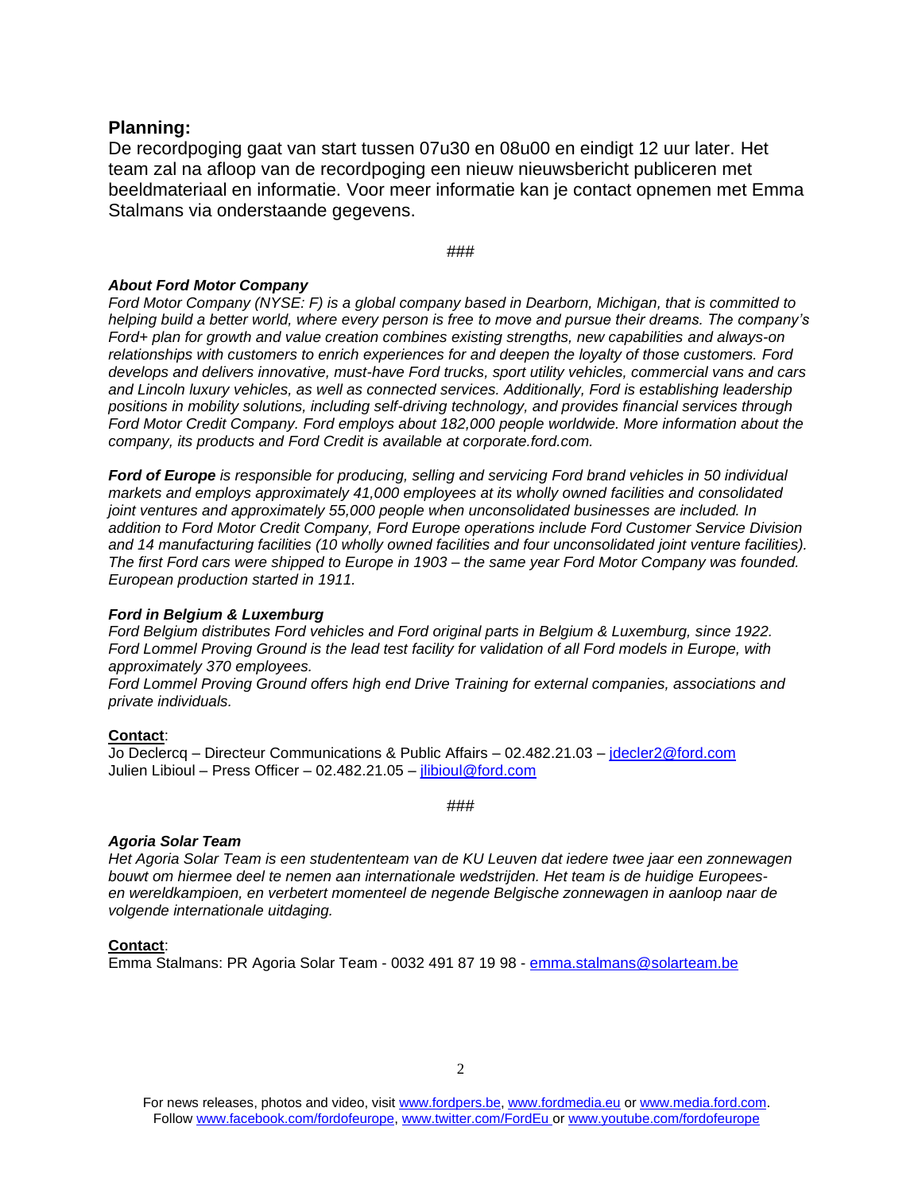## Planning:

De recordpoging gaat van start tussen 07u30 en 08u00 en eindigt 12 uur later. Het team zal na afloop van de recordpoging een nieuw nieuwsbericht publiceren met beeldmateriaal en informatie. Voor meer informatie kan je contact opnemen met Emma Stalmans via onderstaande gegevens.

###

***About Ford Motor Company***
*Ford Motor Company (NYSE: F) is a global company based in Dearborn, Michigan, that is committed to helping build a better world, where every person is free to move and pursue their dreams. The company's Ford+ plan for growth and value creation combines existing strengths, new capabilities and always-on relationships with customers to enrich experiences for and deepen the loyalty of those customers. Ford develops and delivers innovative, must-have Ford trucks, sport utility vehicles, commercial vans and cars and Lincoln luxury vehicles, as well as connected services. Additionally, Ford is establishing leadership positions in mobility solutions, including self-driving technology, and provides financial services through Ford Motor Credit Company. Ford employs about 182,000 people worldwide. More information about the company, its products and Ford Credit is available at corporate.ford.com.*

***Ford of Europe*** *is responsible for producing, selling and servicing Ford brand vehicles in 50 individual markets and employs approximately 41,000 employees at its wholly owned facilities and consolidated joint ventures and approximately 55,000 people when unconsolidated businesses are included. In addition to Ford Motor Credit Company, Ford Europe operations include Ford Customer Service Division and 14 manufacturing facilities (10 wholly owned facilities and four unconsolidated joint venture facilities). The first Ford cars were shipped to Europe in 1903 – the same year Ford Motor Company was founded. European production started in 1911.*

***Ford in Belgium & Luxemburg***
*Ford Belgium distributes Ford vehicles and Ford original parts in Belgium & Luxemburg, since 1922. Ford Lommel Proving Ground is the lead test facility for validation of all Ford models in Europe, with approximately 370 employees.*
*Ford Lommel Proving Ground offers high end Drive Training for external companies, associations and private individuals.*

**Contact**:
Jo Declercq – Directeur Communications & Public Affairs – 02.482.21.03 – jdecler2@ford.com
Julien Libioul – Press Officer – 02.482.21.05 – jlibioul@ford.com

###

***Agoria Solar Team***
*Het Agoria Solar Team is een studententeam van de KU Leuven dat iedere twee jaar een zonnewagen bouwt om hiermee deel te nemen aan internationale wedstrijden. Het team is de huidige Europees- en wereldkampioen, en verbetert momenteel de negende Belgische zonnewagen in aanloop naar de volgende internationale uitdaging.*

**Contact**:
Emma Stalmans: PR Agoria Solar Team - 0032 491 87 19 98 - emma.stalmans@solarteam.be

For news releases, photos and video, visit www.fordpers.be, www.fordmedia.eu or www.media.ford.com.
Follow www.facebook.com/fordofeurope, www.twitter.com/FordEu or www.youtube.com/fordofeurope